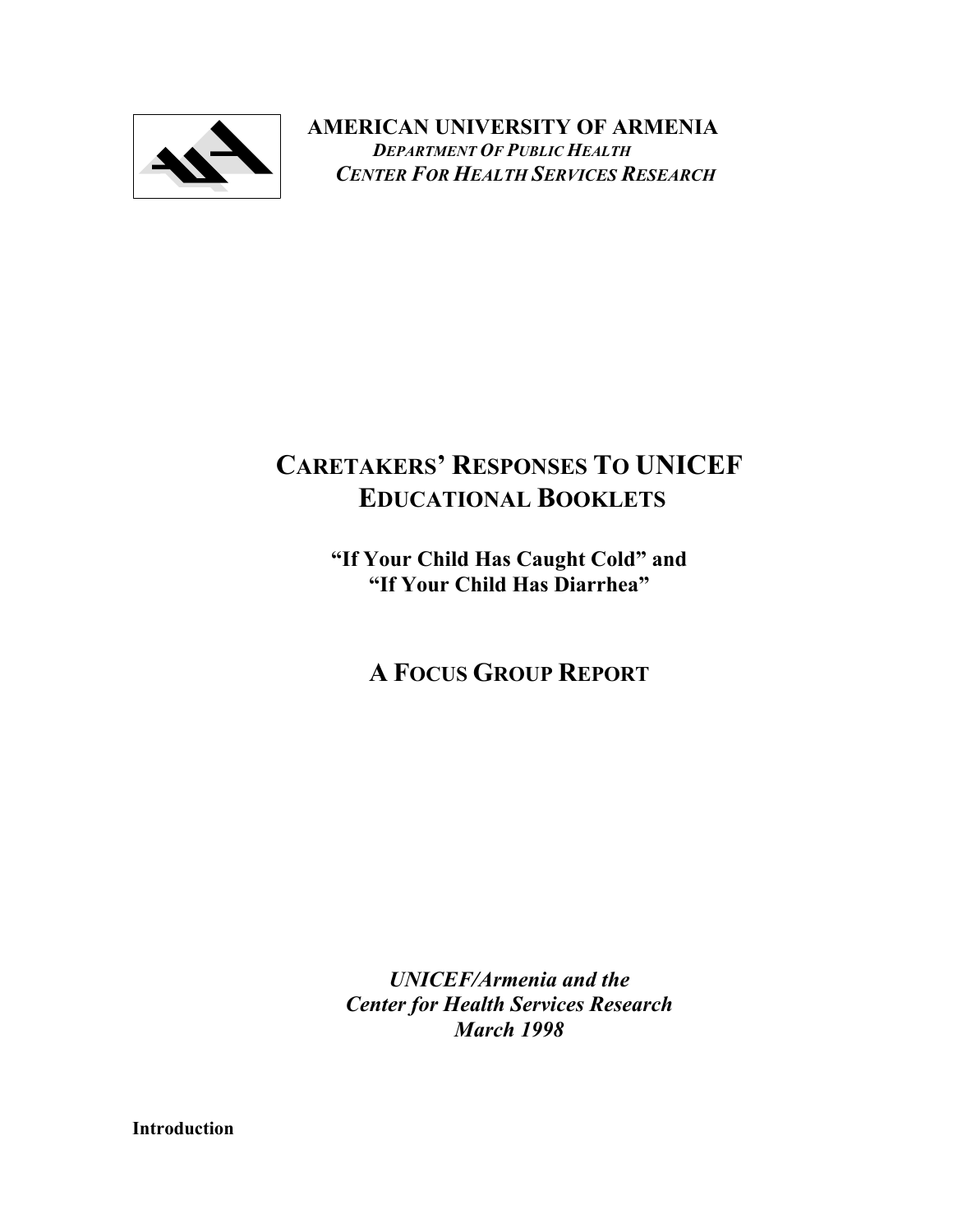**AMERICAN UNIVERSITY OF ARMENIA**

***DEPARTMENT OF PUBLIC HEALTH***

***CENTER FOR HEALTH SERVICES RESEARCH***

# CARETAKERS' RESPONSES TO UNICEF EDUCATIONAL BOOKLETS

## "If Your Child Has Caught Cold" and "If Your Child Has Diarrhea"

## A FOCUS GROUP REPORT

***UNICEF/Armenia and the***
***Center for Health Services Research***
***March 1998***

**Introduction**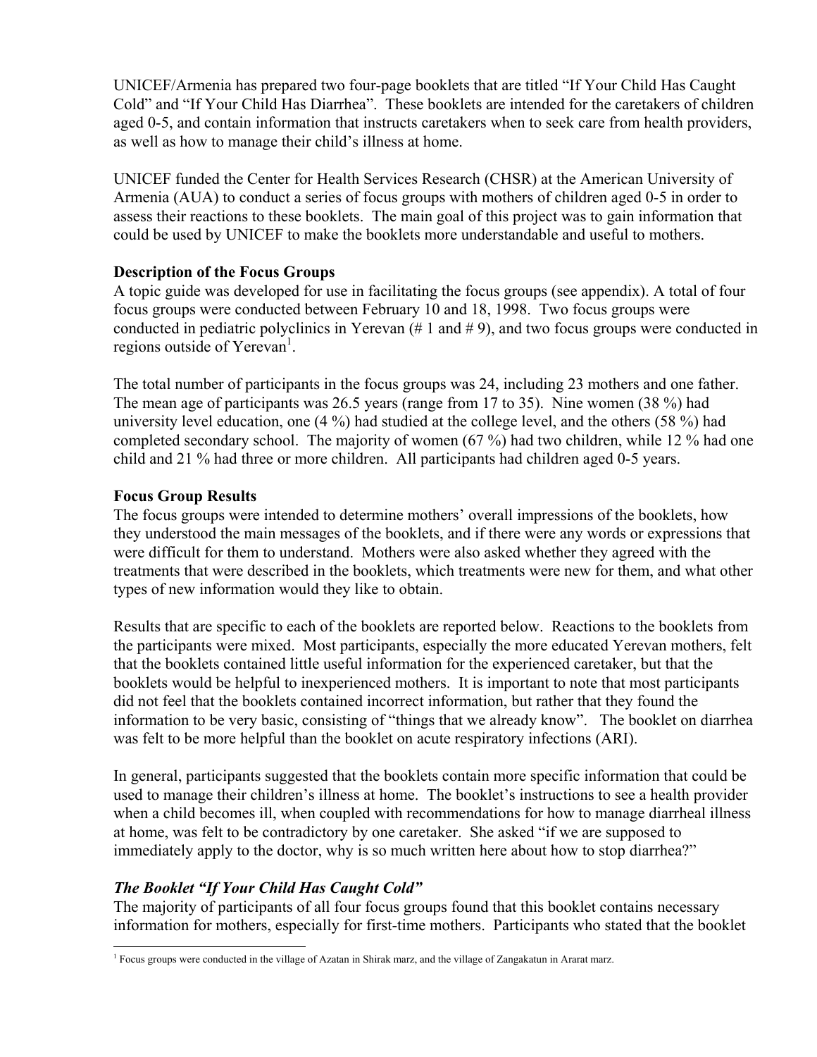UNICEF/Armenia has prepared two four-page booklets that are titled "If Your Child Has Caught Cold" and "If Your Child Has Diarrhea". These booklets are intended for the caretakers of children aged 0-5, and contain information that instructs caretakers when to seek care from health providers, as well as how to manage their child's illness at home.

UNICEF funded the Center for Health Services Research (CHSR) at the American University of Armenia (AUA) to conduct a series of focus groups with mothers of children aged 0-5 in order to assess their reactions to these booklets. The main goal of this project was to gain information that could be used by UNICEF to make the booklets more understandable and useful to mothers.

**Description of the Focus Groups**

A topic guide was developed for use in facilitating the focus groups (see appendix). A total of four focus groups were conducted between February 10 and 18, 1998. Two focus groups were conducted in pediatric polyclinics in Yerevan (# 1 and # 9), and two focus groups were conducted in regions outside of Yerevan[1].

The total number of participants in the focus groups was 24, including 23 mothers and one father. The mean age of participants was 26.5 years (range from 17 to 35). Nine women (38 %) had university level education, one (4 %) had studied at the college level, and the others (58 %) had completed secondary school. The majority of women (67 %) had two children, while 12 % had one child and 21 % had three or more children. All participants had children aged 0-5 years.

**Focus Group Results**

The focus groups were intended to determine mothers' overall impressions of the booklets, how they understood the main messages of the booklets, and if there were any words or expressions that were difficult for them to understand. Mothers were also asked whether they agreed with the treatments that were described in the booklets, which treatments were new for them, and what other types of new information would they like to obtain.

Results that are specific to each of the booklets are reported below. Reactions to the booklets from the participants were mixed. Most participants, especially the more educated Yerevan mothers, felt that the booklets contained little useful information for the experienced caretaker, but that the booklets would be helpful to inexperienced mothers. It is important to note that most participants did not feel that the booklets contained incorrect information, but rather that they found the information to be very basic, consisting of "things that we already know". The booklet on diarrhea was felt to be more helpful than the booklet on acute respiratory infections (ARI).

In general, participants suggested that the booklets contain more specific information that could be used to manage their children's illness at home. The booklet's instructions to see a health provider when a child becomes ill, when coupled with recommendations for how to manage diarrheal illness at home, was felt to be contradictory by one caretaker. She asked "if we are supposed to immediately apply to the doctor, why is so much written here about how to stop diarrhea?"

### *The Booklet "If Your Child Has Caught Cold"*

The majority of participants of all four focus groups found that this booklet contains necessary information for mothers, especially for first-time mothers. Participants who stated that the booklet

[1] Focus groups were conducted in the village of Azatan in Shirak marz, and the village of Zangakatun in Ararat marz.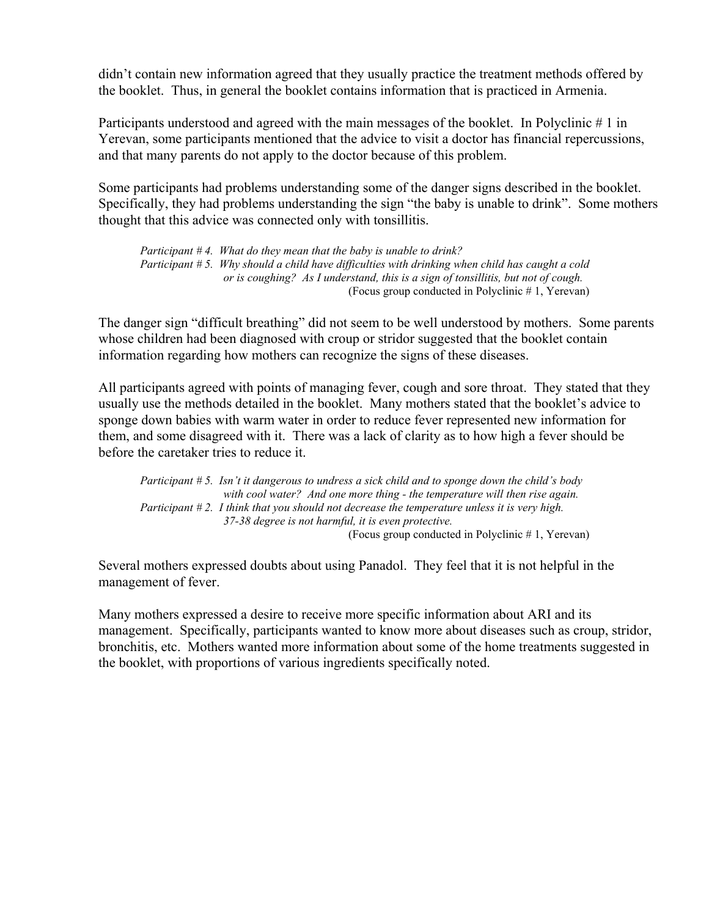didn't contain new information agreed that they usually practice the treatment methods offered by the booklet. Thus, in general the booklet contains information that is practiced in Armenia.

Participants understood and agreed with the main messages of the booklet. In Polyclinic # 1 in Yerevan, some participants mentioned that the advice to visit a doctor has financial repercussions, and that many parents do not apply to the doctor because of this problem.

Some participants had problems understanding some of the danger signs described in the booklet. Specifically, they had problems understanding the sign "the baby is unable to drink". Some mothers thought that this advice was connected only with tonsillitis.

> *Participant # 4. What do they mean that the baby is unable to drink?*
> *Participant # 5. Why should a child have difficulties with drinking when child has caught a cold or is coughing? As I understand, this is a sign of tonsillitis, but not of cough.*
> (Focus group conducted in Polyclinic # 1, Yerevan)

The danger sign "difficult breathing" did not seem to be well understood by mothers. Some parents whose children had been diagnosed with croup or stridor suggested that the booklet contain information regarding how mothers can recognize the signs of these diseases.

All participants agreed with points of managing fever, cough and sore throat. They stated that they usually use the methods detailed in the booklet. Many mothers stated that the booklet's advice to sponge down babies with warm water in order to reduce fever represented new information for them, and some disagreed with it. There was a lack of clarity as to how high a fever should be before the caretaker tries to reduce it.

> *Participant # 5. Isn't it dangerous to undress a sick child and to sponge down the child's body with cool water? And one more thing - the temperature will then rise again.*
> *Participant # 2. I think that you should not decrease the temperature unless it is very high. 37-38 degree is not harmful, it is even protective.*
> (Focus group conducted in Polyclinic # 1, Yerevan)

Several mothers expressed doubts about using Panadol. They feel that it is not helpful in the management of fever.

Many mothers expressed a desire to receive more specific information about ARI and its management. Specifically, participants wanted to know more about diseases such as croup, stridor, bronchitis, etc. Mothers wanted more information about some of the home treatments suggested in the booklet, with proportions of various ingredients specifically noted.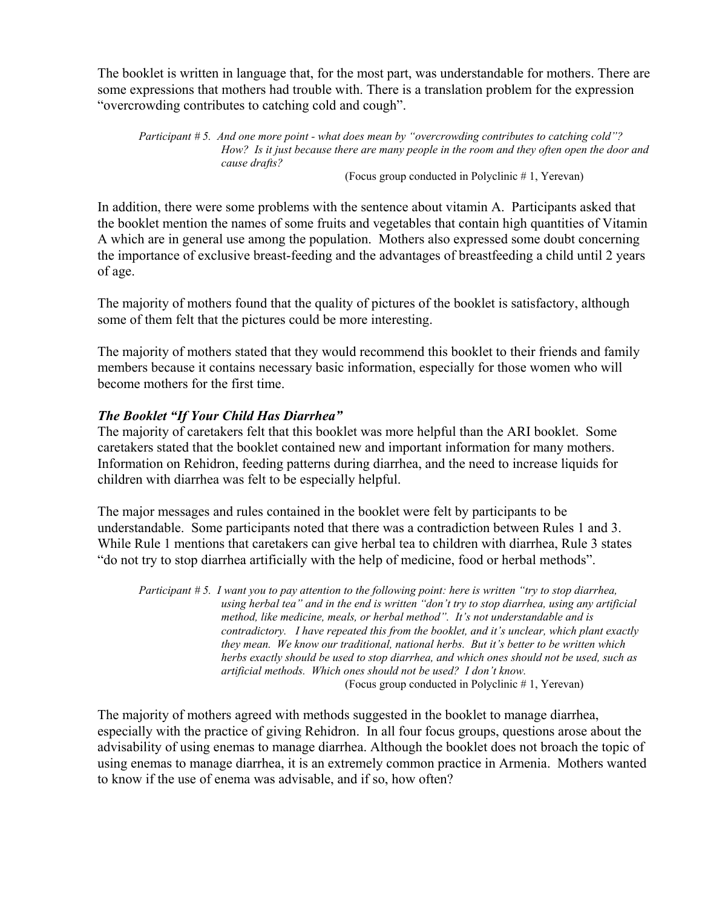The booklet is written in language that, for the most part, was understandable for mothers. There are some expressions that mothers had trouble with. There is a translation problem for the expression "overcrowding contributes to catching cold and cough".

> *Participant # 5. And one more point - what does mean by "overcrowding contributes to catching cold"? How? Is it just because there are many people in the room and they often open the door and cause drafts?*
>
> (Focus group conducted in Polyclinic # 1, Yerevan)

In addition, there were some problems with the sentence about vitamin A. Participants asked that the booklet mention the names of some fruits and vegetables that contain high quantities of Vitamin A which are in general use among the population. Mothers also expressed some doubt concerning the importance of exclusive breast-feeding and the advantages of breastfeeding a child until 2 years of age.

The majority of mothers found that the quality of pictures of the booklet is satisfactory, although some of them felt that the pictures could be more interesting.

The majority of mothers stated that they would recommend this booklet to their friends and family members because it contains necessary basic information, especially for those women who will become mothers for the first time.

### *The Booklet "If Your Child Has Diarrhea"*

The majority of caretakers felt that this booklet was more helpful than the ARI booklet. Some caretakers stated that the booklet contained new and important information for many mothers. Information on Rehidron, feeding patterns during diarrhea, and the need to increase liquids for children with diarrhea was felt to be especially helpful.

The major messages and rules contained in the booklet were felt by participants to be understandable. Some participants noted that there was a contradiction between Rules 1 and 3. While Rule 1 mentions that caretakers can give herbal tea to children with diarrhea, Rule 3 states "do not try to stop diarrhea artificially with the help of medicine, food or herbal methods".

> *Participant # 5. I want you to pay attention to the following point: here is written "try to stop diarrhea, using herbal tea" and in the end is written "don't try to stop diarrhea, using any artificial method, like medicine, meals, or herbal method". It's not understandable and is contradictory. I have repeated this from the booklet, and it's unclear, which plant exactly they mean. We know our traditional, national herbs. But it's better to be written which herbs exactly should be used to stop diarrhea, and which ones should not be used, such as artificial methods. Which ones should not be used? I don't know.*
>
> (Focus group conducted in Polyclinic # 1, Yerevan)

The majority of mothers agreed with methods suggested in the booklet to manage diarrhea, especially with the practice of giving Rehidron. In all four focus groups, questions arose about the advisability of using enemas to manage diarrhea. Although the booklet does not broach the topic of using enemas to manage diarrhea, it is an extremely common practice in Armenia. Mothers wanted to know if the use of enema was advisable, and if so, how often?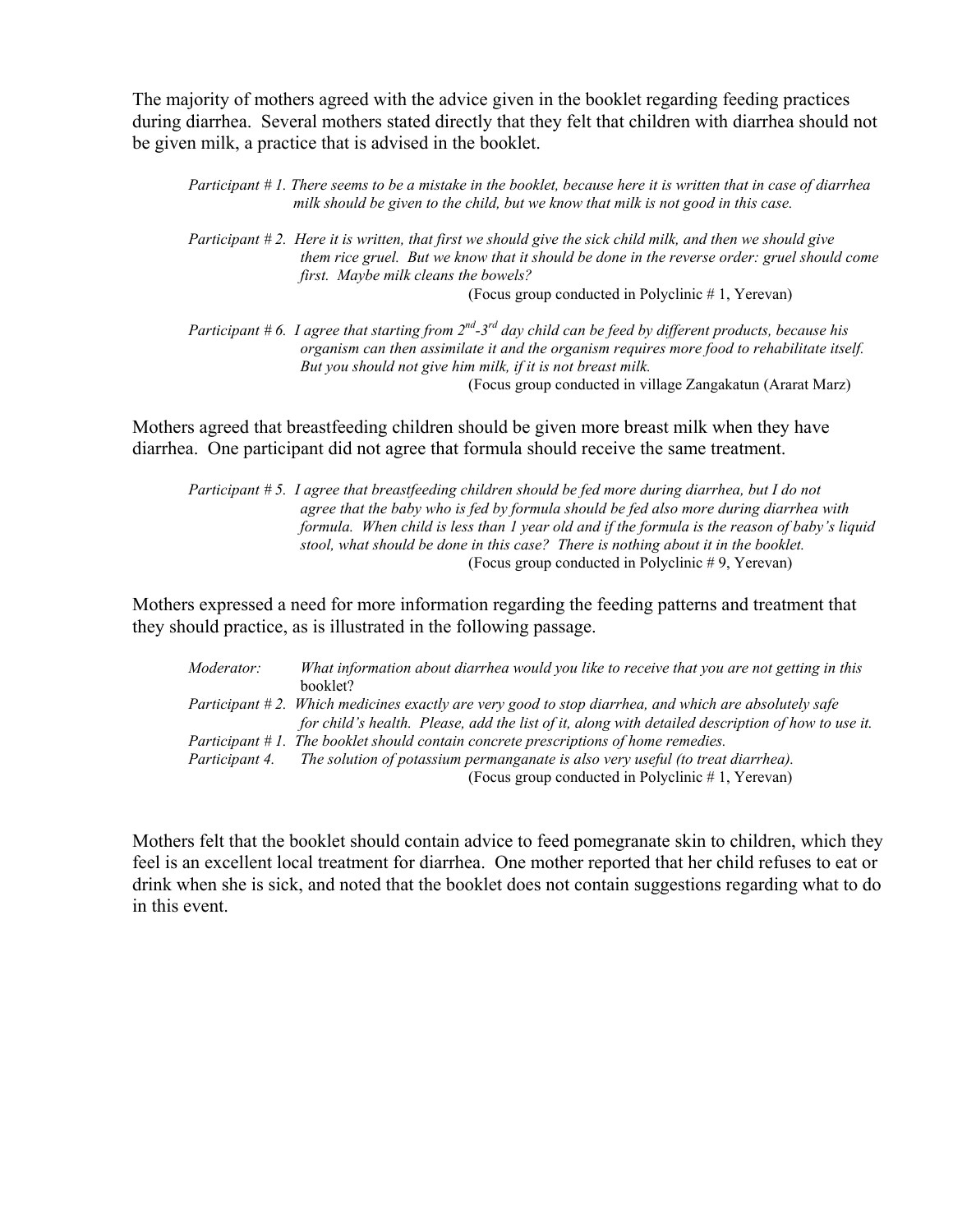The majority of mothers agreed with the advice given in the booklet regarding feeding practices during diarrhea. Several mothers stated directly that they felt that children with diarrhea should not be given milk, a practice that is advised in the booklet.

> *Participant # 1. There seems to be a mistake in the booklet, because here it is written that in case of diarrhea milk should be given to the child, but we know that milk is not good in this case.*
>
> *Participant # 2. Here it is written, that first we should give the sick child milk, and then we should give them rice gruel. But we know that it should be done in the reverse order: gruel should come first. Maybe milk cleans the bowels?*
>
> (Focus group conducted in Polyclinic # 1, Yerevan)
>
> *Participant # 6. I agree that starting from 2nd-3rd day child can be feed by different products, because his organism can then assimilate it and the organism requires more food to rehabilitate itself. But you should not give him milk, if it is not breast milk.*
>
> (Focus group conducted in village Zangakatun (Ararat Marz)

Mothers agreed that breastfeeding children should be given more breast milk when they have diarrhea. One participant did not agree that formula should receive the same treatment.

> *Participant # 5. I agree that breastfeeding children should be fed more during diarrhea, but I do not agree that the baby who is fed by formula should be fed also more during diarrhea with formula. When child is less than 1 year old and if the formula is the reason of baby's liquid stool, what should be done in this case? There is nothing about it in the booklet.*
>
> (Focus group conducted in Polyclinic # 9, Yerevan)

Mothers expressed a need for more information regarding the feeding patterns and treatment that they should practice, as is illustrated in the following passage.

> *Moderator: What information about diarrhea would you like to receive that you are not getting in this booklet?*
>
> *Participant # 2. Which medicines exactly are very good to stop diarrhea, and which are absolutely safe for child's health. Please, add the list of it, along with detailed description of how to use it.*
>
> *Participant # 1. The booklet should contain concrete prescriptions of home remedies.*
>
> *Participant 4. The solution of potassium permanganate is also very useful (to treat diarrhea).*
>
> (Focus group conducted in Polyclinic # 1, Yerevan)

Mothers felt that the booklet should contain advice to feed pomegranate skin to children, which they feel is an excellent local treatment for diarrhea. One mother reported that her child refuses to eat or drink when she is sick, and noted that the booklet does not contain suggestions regarding what to do in this event.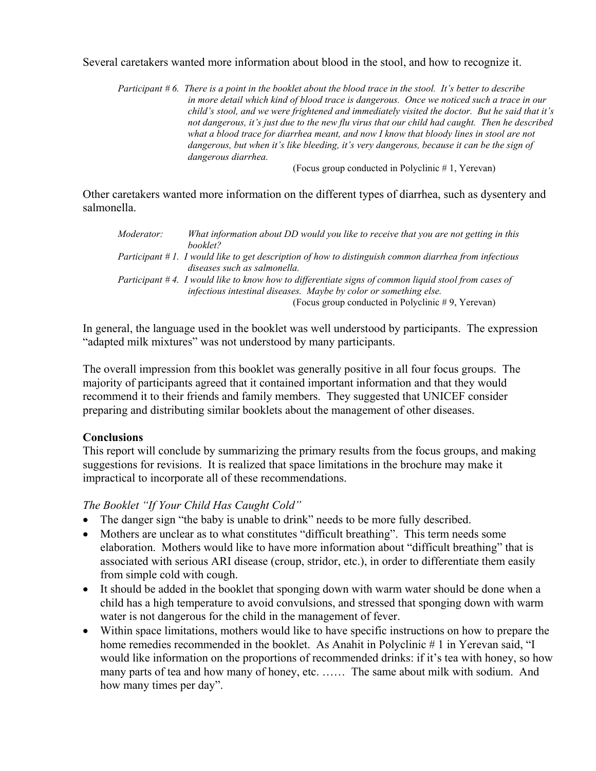Several caretakers wanted more information about blood in the stool, and how to recognize it.

> *Participant # 6. There is a point in the booklet about the blood trace in the stool. It's better to describe in more detail which kind of blood trace is dangerous. Once we noticed such a trace in our child's stool, and we were frightened and immediately visited the doctor. But he said that it's not dangerous, it's just due to the new flu virus that our child had caught. Then he described what a blood trace for diarrhea meant, and now I know that bloody lines in stool are not dangerous, but when it's like bleeding, it's very dangerous, because it can be the sign of dangerous diarrhea.*
>
> (Focus group conducted in Polyclinic # 1, Yerevan)

Other caretakers wanted more information on the different types of diarrhea, such as dysentery and salmonella.

> *Moderator: What information about DD would you like to receive that you are not getting in this booklet?*
>
> *Participant # 1. I would like to get description of how to distinguish common diarrhea from infectious diseases such as salmonella.*
>
> *Participant # 4. I would like to know how to differentiate signs of common liquid stool from cases of infectious intestinal diseases. Maybe by color or something else.*
>
> (Focus group conducted in Polyclinic # 9, Yerevan)

In general, the language used in the booklet was well understood by participants. The expression "adapted milk mixtures" was not understood by many participants.

The overall impression from this booklet was generally positive in all four focus groups. The majority of participants agreed that it contained important information and that they would recommend it to their friends and family members. They suggested that UNICEF consider preparing and distributing similar booklets about the management of other diseases.

**Conclusions**

This report will conclude by summarizing the primary results from the focus groups, and making suggestions for revisions. It is realized that space limitations in the brochure may make it impractical to incorporate all of these recommendations.

*The Booklet "If Your Child Has Caught Cold"*

- The danger sign "the baby is unable to drink" needs to be more fully described.
- Mothers are unclear as to what constitutes "difficult breathing". This term needs some elaboration. Mothers would like to have more information about "difficult breathing" that is associated with serious ARI disease (croup, stridor, etc.), in order to differentiate them easily from simple cold with cough.
- It should be added in the booklet that sponging down with warm water should be done when a child has a high temperature to avoid convulsions, and stressed that sponging down with warm water is not dangerous for the child in the management of fever.
- Within space limitations, mothers would like to have specific instructions on how to prepare the home remedies recommended in the booklet. As Anahit in Polyclinic # 1 in Yerevan said, "I would like information on the proportions of recommended drinks: if it's tea with honey, so how many parts of tea and how many of honey, etc. …… The same about milk with sodium. And how many times per day".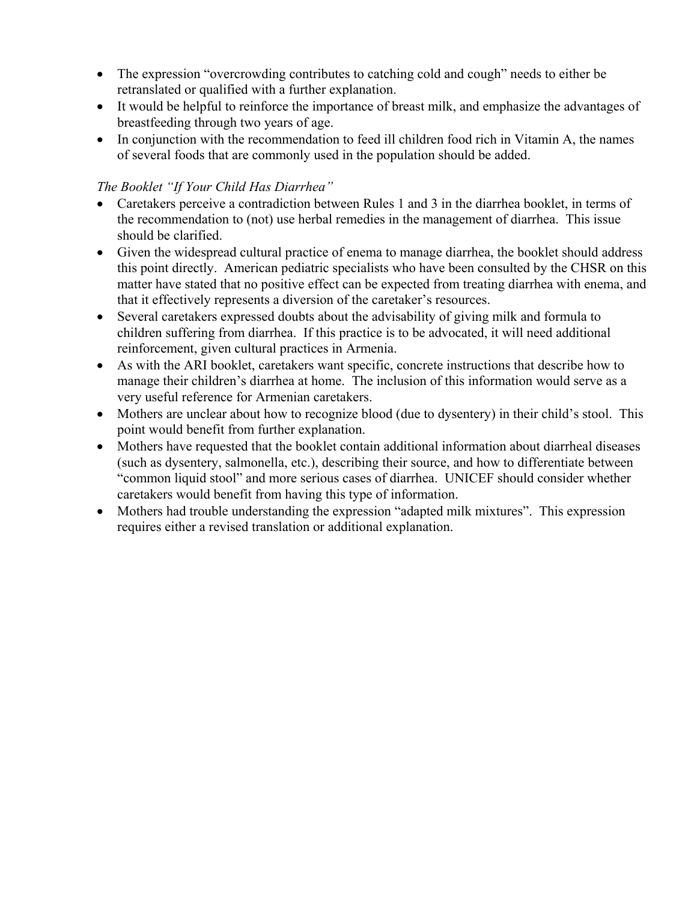- The expression "overcrowding contributes to catching cold and cough" needs to either be retranslated or qualified with a further explanation.
- It would be helpful to reinforce the importance of breast milk, and emphasize the advantages of breastfeeding through two years of age.
- In conjunction with the recommendation to feed ill children food rich in Vitamin A, the names of several foods that are commonly used in the population should be added.

*The Booklet "If Your Child Has Diarrhea"*

- Caretakers perceive a contradiction between Rules 1 and 3 in the diarrhea booklet, in terms of the recommendation to (not) use herbal remedies in the management of diarrhea. This issue should be clarified.
- Given the widespread cultural practice of enema to manage diarrhea, the booklet should address this point directly. American pediatric specialists who have been consulted by the CHSR on this matter have stated that no positive effect can be expected from treating diarrhea with enema, and that it effectively represents a diversion of the caretaker's resources.
- Several caretakers expressed doubts about the advisability of giving milk and formula to children suffering from diarrhea. If this practice is to be advocated, it will need additional reinforcement, given cultural practices in Armenia.
- As with the ARI booklet, caretakers want specific, concrete instructions that describe how to manage their children's diarrhea at home. The inclusion of this information would serve as a very useful reference for Armenian caretakers.
- Mothers are unclear about how to recognize blood (due to dysentery) in their child's stool. This point would benefit from further explanation.
- Mothers have requested that the booklet contain additional information about diarrheal diseases (such as dysentery, salmonella, etc.), describing their source, and how to differentiate between "common liquid stool" and more serious cases of diarrhea. UNICEF should consider whether caretakers would benefit from having this type of information.
- Mothers had trouble understanding the expression "adapted milk mixtures". This expression requires either a revised translation or additional explanation.